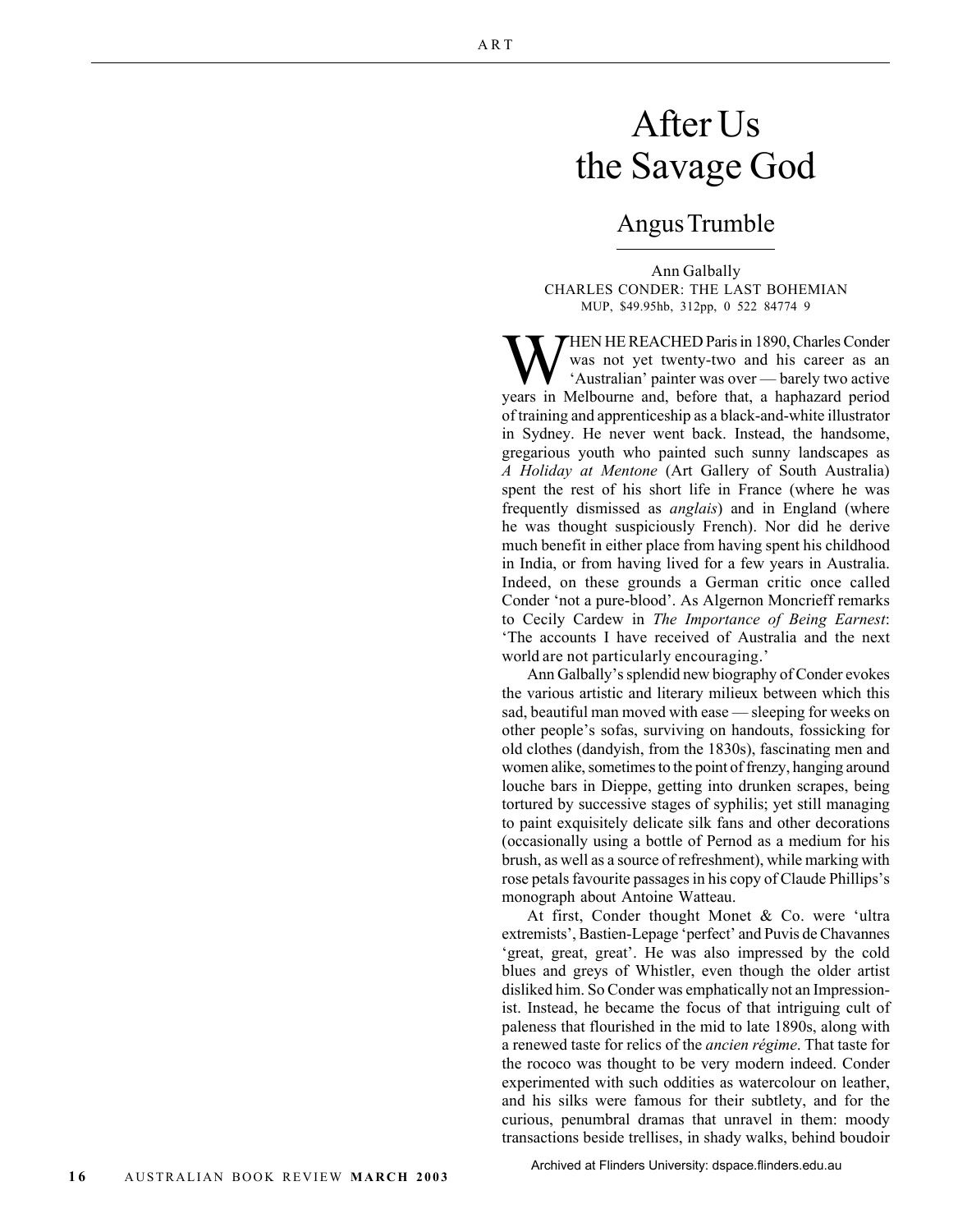# After Us the Savage God

## Angus Trumble

Ann Galbally
CHARLES CONDER: THE LAST BOHEMIAN
MUP, $49.95hb, 312pp, 0 522 84774 9

When he reached Paris in 1890, Charles Conder was not yet twenty-two and his career as an 'Australian' painter was over — barely two active years in Melbourne and, before that, a haphazard period of training and apprenticeship as a black-and-white illustrator in Sydney. He never went back. Instead, the handsome, gregarious youth who painted such sunny landscapes as *A Holiday at Mentone* (Art Gallery of South Australia) spent the rest of his short life in France (where he was frequently dismissed as *anglais*) and in England (where he was thought suspiciously French). Nor did he derive much benefit in either place from having spent his childhood in India, or from having lived for a few years in Australia. Indeed, on these grounds a German critic once called Conder 'not a pure-blood'. As Algernon Moncrieff remarks to Cecily Cardew in *The Importance of Being Earnest*: 'The accounts I have received of Australia and the next world are not particularly encouraging.'

Ann Galbally's splendid new biography of Conder evokes the various artistic and literary milieux between which this sad, beautiful man moved with ease — sleeping for weeks on other people's sofas, surviving on handouts, fossicking for old clothes (dandyish, from the 1830s), fascinating men and women alike, sometimes to the point of frenzy, hanging around louche bars in Dieppe, getting into drunken scrapes, being tortured by successive stages of syphilis; yet still managing to paint exquisitely delicate silk fans and other decorations (occasionally using a bottle of Pernod as a medium for his brush, as well as a source of refreshment), while marking with rose petals favourite passages in his copy of Claude Phillips's monograph about Antoine Watteau.

At first, Conder thought Monet & Co. were 'ultra extremists', Bastien-Lepage 'perfect' and Puvis de Chavannes 'great, great, great'. He was also impressed by the cold blues and greys of Whistler, even though the older artist disliked him. So Conder was emphatically not an Impressionist. Instead, he became the focus of that intriguing cult of paleness that flourished in the mid to late 1890s, along with a renewed taste for relics of the *ancien régime*. That taste for the rococo was thought to be very modern indeed. Conder experimented with such oddities as watercolour on leather, and his silks were famous for their subtlety, and for the curious, penumbral dramas that unravel in them: moody transactions beside trellises, in shady walks, behind boudoir

Archived at Flinders University: dspace.flinders.edu.au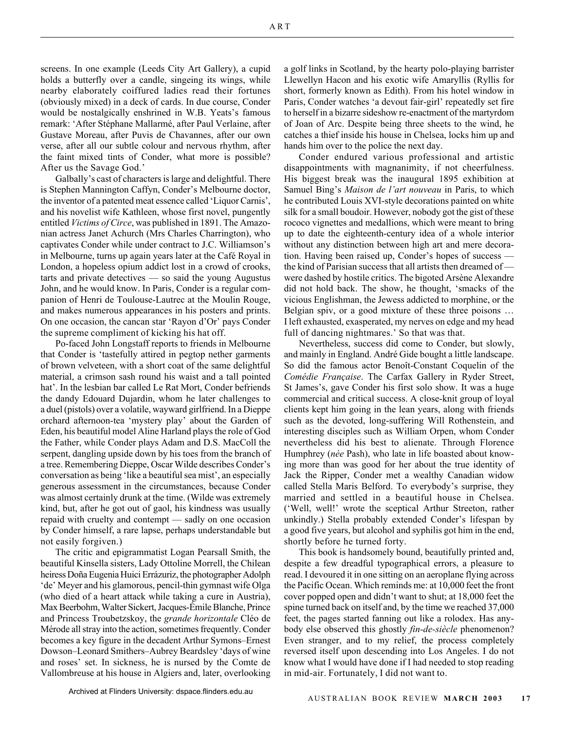screens. In one example (Leeds City Art Gallery), a cupid holds a butterfly over a candle, singeing its wings, while nearby elaborately coiffured ladies read their fortunes (obviously mixed) in a deck of cards. In due course, Conder would be nostalgically enshrined in W.B. Yeats's famous remark: 'After Stéphane Mallarmé, after Paul Verlaine, after Gustave Moreau, after Puvis de Chavannes, after our own verse, after all our subtle colour and nervous rhythm, after the faint mixed tints of Conder, what more is possible? After us the Savage God.'

Galbally's cast of characters is large and delightful. There is Stephen Mannington Caffyn, Conder's Melbourne doctor, the inventor of a patented meat essence called 'Liquor Carnis', and his novelist wife Kathleen, whose first novel, pungently entitled *Victims of Circe*, was published in 1891. The Amazonian actress Janet Achurch (Mrs Charles Charrington), who captivates Conder while under contract to J.C. Williamson's in Melbourne, turns up again years later at the Café Royal in London, a hopeless opium addict lost in a crowd of crooks, tarts and private detectives — so said the young Augustus John, and he would know. In Paris, Conder is a regular companion of Henri de Toulouse-Lautrec at the Moulin Rouge, and makes numerous appearances in his posters and prints. On one occasion, the cancan star 'Rayon d'Or' pays Conder the supreme compliment of kicking his hat off.

Po-faced John Longstaff reports to friends in Melbourne that Conder is 'tastefully attired in pegtop nether garments of brown velveteen, with a short coat of the same delightful material, a crimson sash round his waist and a tall pointed hat'. In the lesbian bar called Le Rat Mort, Conder befriends the dandy Edouard Dujardin, whom he later challenges to a duel (pistols) over a volatile, wayward girlfriend. In a Dieppe orchard afternoon-tea 'mystery play' about the Garden of Eden, his beautiful model Aline Harland plays the role of God the Father, while Conder plays Adam and D.S. MacColl the serpent, dangling upside down by his toes from the branch of a tree. Remembering Dieppe, Oscar Wilde describes Conder's conversation as being 'like a beautiful sea mist', an especially generous assessment in the circumstances, because Conder was almost certainly drunk at the time. (Wilde was extremely kind, but, after he got out of gaol, his kindness was usually repaid with cruelty and contempt — sadly on one occasion by Conder himself, a rare lapse, perhaps understandable but not easily forgiven.)

The critic and epigrammatist Logan Pearsall Smith, the beautiful Kinsella sisters, Lady Ottoline Morrell, the Chilean heiress Doña Eugenia Huici Errázuriz, the photographer Adolph 'de' Meyer and his glamorous, pencil-thin gymnast wife Olga (who died of a heart attack while taking a cure in Austria), Max Beerbohm, Walter Sickert, Jacques-Émile Blanche, Prince and Princess Troubetzkoy, the *grande horizontale* Cléo de Mérode all stray into the action, sometimes frequently. Conder becomes a key figure in the decadent Arthur Symons–Ernest Dowson–Leonard Smithers–Aubrey Beardsley 'days of wine and roses' set. In sickness, he is nursed by the Comte de Vallombreuse at his house in Algiers and, later, overlooking a golf links in Scotland, by the hearty polo-playing barrister Llewellyn Hacon and his exotic wife Amaryllis (Ryllis for short, formerly known as Edith). From his hotel window in Paris, Conder watches 'a devout fair-girl' repeatedly set fire to herself in a bizarre sideshow re-enactment of the martyrdom of Joan of Arc. Despite being three sheets to the wind, he catches a thief inside his house in Chelsea, locks him up and hands him over to the police the next day.

Conder endured various professional and artistic disappointments with magnanimity, if not cheerfulness. His biggest break was the inaugural 1895 exhibition at Samuel Bing's *Maison de l'art nouveau* in Paris, to which he contributed Louis XVI-style decorations painted on white silk for a small boudoir. However, nobody got the gist of these rococo vignettes and medallions, which were meant to bring up to date the eighteenth-century idea of a whole interior without any distinction between high art and mere decoration. Having been raised up, Conder's hopes of success — the kind of Parisian success that all artists then dreamed of — were dashed by hostile critics. The bigoted Arsène Alexandre did not hold back. The show, he thought, 'smacks of the vicious Englishman, the Jewess addicted to morphine, or the Belgian spiv, or a good mixture of these three poisons … I left exhausted, exasperated, my nerves on edge and my head full of dancing nightmares.' So that was that.

Nevertheless, success did come to Conder, but slowly, and mainly in England. André Gide bought a little landscape. So did the famous actor Benoît-Constant Coquelin of the *Comédie Française*. The Carfax Gallery in Ryder Street, St James's, gave Conder his first solo show. It was a huge commercial and critical success. A close-knit group of loyal clients kept him going in the lean years, along with friends such as the devoted, long-suffering Will Rothenstein, and interesting disciples such as William Orpen, whom Conder nevertheless did his best to alienate. Through Florence Humphrey (*née* Pash), who late in life boasted about knowing more than was good for her about the true identity of Jack the Ripper, Conder met a wealthy Canadian widow called Stella Maris Belford. To everybody's surprise, they married and settled in a beautiful house in Chelsea. ('Well, well!' wrote the sceptical Arthur Streeton, rather unkindly.) Stella probably extended Conder's lifespan by a good five years, but alcohol and syphilis got him in the end, shortly before he turned forty.

This book is handsomely bound, beautifully printed and, despite a few dreadful typographical errors, a pleasure to read. I devoured it in one sitting on an aeroplane flying across the Pacific Ocean. Which reminds me: at 10,000 feet the front cover popped open and didn't want to shut; at 18,000 feet the spine turned back on itself and, by the time we reached 37,000 feet, the pages started fanning out like a rolodex. Has anybody else observed this ghostly *fin-de-siècle* phenomenon? Even stranger, and to my relief, the process completely reversed itself upon descending into Los Angeles. I do not know what I would have done if I had needed to stop reading in mid-air. Fortunately, I did not want to.